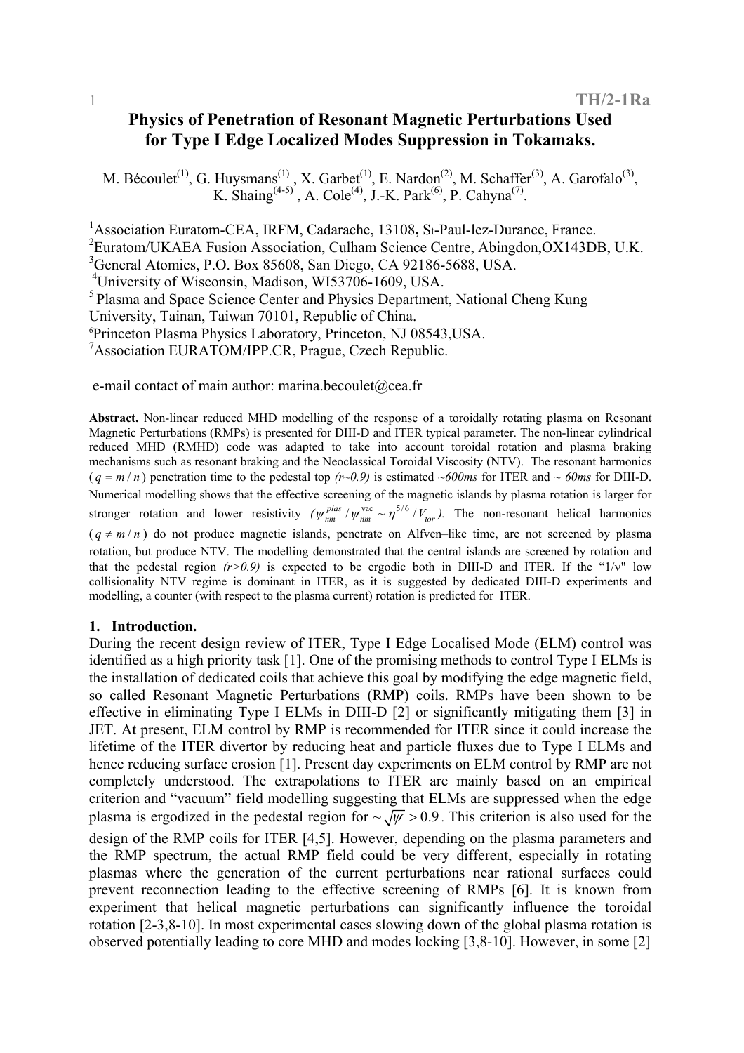# Physics of Penetration of Resonant Magnetic Perturbations Used for Type I Edge Localized Modes Suppression in Tokamaks.

M. Bécoulet[1], G. Huysmans[1] , X. Garbet[1], E. Nardon[2], M. Schaffer[3], A. Garofalo[3], K. Shaing[4-5] , A. Cole[4], J.-K. Park[6], P. Cahyna[7].

[1]Association Euratom-CEA, IRFM, Cadarache, 13108, St-Paul-lez-Durance, France.
[2]Euratom/UKAEA Fusion Association, Culham Science Centre, Abingdon,OX143DB, U.K.
[3]General Atomics, P.O. Box 85608, San Diego, CA 92186-5688, USA.
[4]University of Wisconsin, Madison, WI53706-1609, USA.
[5] Plasma and Space Science Center and Physics Department, National Cheng Kung University, Tainan, Taiwan 70101, Republic of China.
[6]Princeton Plasma Physics Laboratory, Princeton, NJ 08543,USA.
[7]Association EURATOM/IPP.CR, Prague, Czech Republic.

e-mail contact of main author: marina.becoulet@cea.fr

**Abstract.** Non-linear reduced MHD modelling of the response of a toroidally rotating plasma on Resonant Magnetic Perturbations (RMPs) is presented for DIII-D and ITER typical parameter. The non-linear cylindrical reduced MHD (RMHD) code was adapted to take into account toroidal rotation and plasma braking mechanisms such as resonant braking and the Neoclassical Toroidal Viscosity (NTV). The resonant harmonics ($q = m/n$) penetration time to the pedestal top *(r~0.9)* is estimated *~600ms* for ITER and *~ 60ms* for DIII-D. Numerical modelling shows that the effective screening of the magnetic islands by plasma rotation is larger for stronger rotation and lower resistivity *(*$\psi_{nm}^{plas}/\psi_{nm}^{vac} \sim \eta^{5/6}/V_{tor}$*)*. The non-resonant helical harmonics ($q \neq m/n$) do not produce magnetic islands, penetrate on Alfven–like time, are not screened by plasma rotation, but produce NTV. The modelling demonstrated that the central islands are screened by rotation and that the pedestal region *(r>0.9)* is expected to be ergodic both in DIII-D and ITER. If the "1/ν" low collisionality NTV regime is dominant in ITER, as it is suggested by dedicated DIII-D experiments and modelling, a counter (with respect to the plasma current) rotation is predicted for ITER.

## 1. Introduction.

During the recent design review of ITER, Type I Edge Localised Mode (ELM) control was identified as a high priority task [1]. One of the promising methods to control Type I ELMs is the installation of dedicated coils that achieve this goal by modifying the edge magnetic field, so called Resonant Magnetic Perturbations (RMP) coils. RMPs have been shown to be effective in eliminating Type I ELMs in DIII-D [2] or significantly mitigating them [3] in JET. At present, ELM control by RMP is recommended for ITER since it could increase the lifetime of the ITER divertor by reducing heat and particle fluxes due to Type I ELMs and hence reducing surface erosion [1]. Present day experiments on ELM control by RMP are not completely understood. The extrapolations to ITER are mainly based on an empirical criterion and "vacuum" field modelling suggesting that ELMs are suppressed when the edge plasma is ergodized in the pedestal region for $\sim\sqrt{\psi} > 0.9$. This criterion is also used for the design of the RMP coils for ITER [4,5]. However, depending on the plasma parameters and the RMP spectrum, the actual RMP field could be very different, especially in rotating plasmas where the generation of the current perturbations near rational surfaces could prevent reconnection leading to the effective screening of RMPs [6]. It is known from experiment that helical magnetic perturbations can significantly influence the toroidal rotation [2-3,8-10]. In most experimental cases slowing down of the global plasma rotation is observed potentially leading to core MHD and modes locking [3,8-10]. However, in some [2]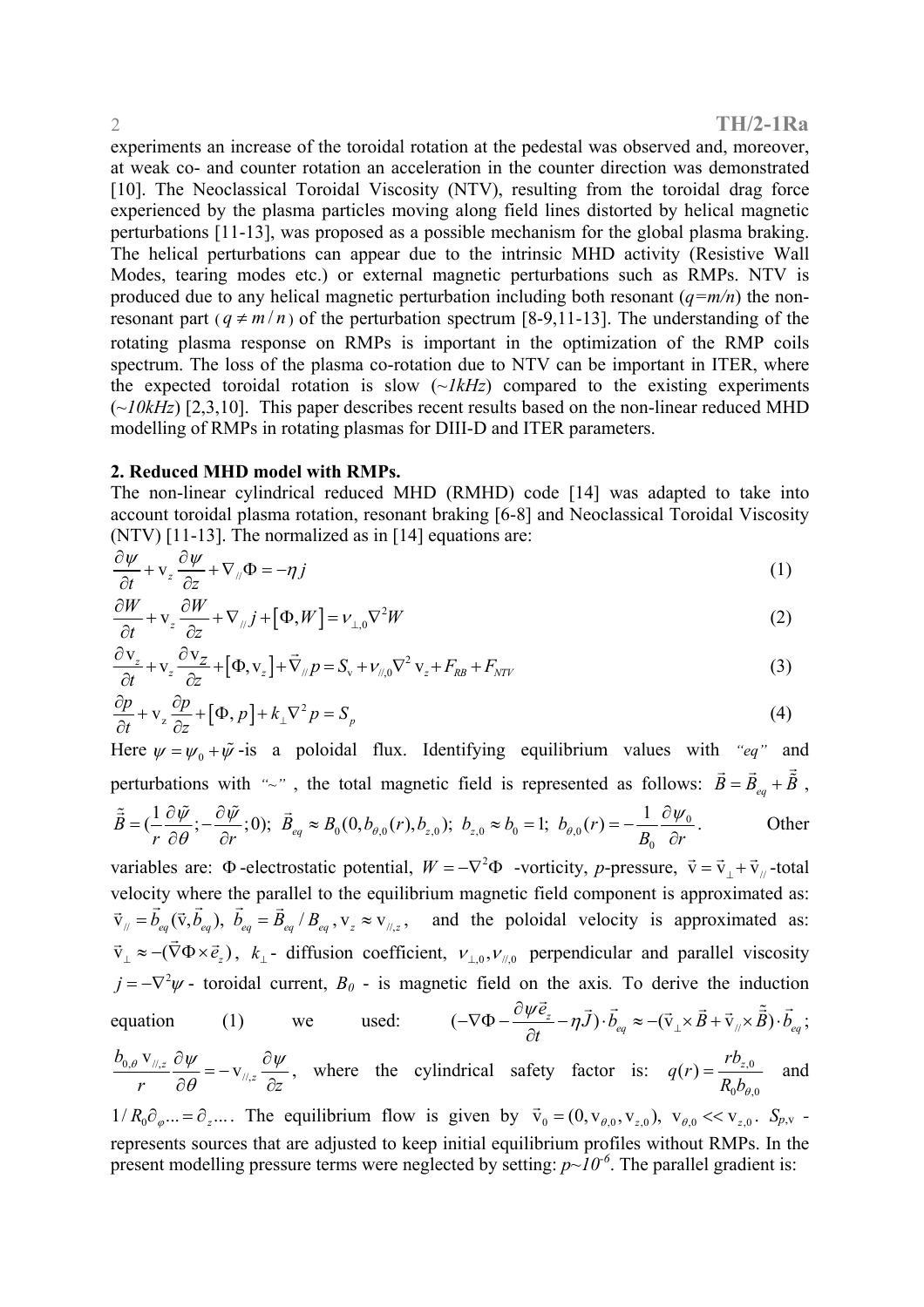experiments an increase of the toroidal rotation at the pedestal was observed and, moreover, at weak co- and counter rotation an acceleration in the counter direction was demonstrated [10]. The Neoclassical Toroidal Viscosity (NTV), resulting from the toroidal drag force experienced by the plasma particles moving along field lines distorted by helical magnetic perturbations [11-13], was proposed as a possible mechanism for the global plasma braking. The helical perturbations can appear due to the intrinsic MHD activity (Resistive Wall Modes, tearing modes etc.) or external magnetic perturbations such as RMPs. NTV is produced due to any helical magnetic perturbation including both resonant ($q=m/n$) the non-resonant part ($q \neq m/n$) of the perturbation spectrum [8-9,11-13]. The understanding of the rotating plasma response on RMPs is important in the optimization of the RMP coils spectrum. The loss of the plasma co-rotation due to NTV can be important in ITER, where the expected toroidal rotation is slow (*~1kHz*) compared to the existing experiments (*~10kHz*) [2,3,10]. This paper describes recent results based on the non-linear reduced MHD modelling of RMPs in rotating plasmas for DIII-D and ITER parameters.

## 2. Reduced MHD model with RMPs.

The non-linear cylindrical reduced MHD (RMHD) code [14] was adapted to take into account toroidal plasma rotation, resonant braking [6-8] and Neoclassical Toroidal Viscosity (NTV) [11-13]. The normalized as in [14] equations are:

$$\frac{\partial \psi}{\partial t} + \mathrm{v}_z \frac{\partial \psi}{\partial z} + \nabla_{//}\Phi = -\eta j \tag{1}$$

$$\frac{\partial W}{\partial t} + \mathrm{v}_z \frac{\partial W}{\partial z} + \nabla_{//} j + \left[\Phi, W\right] = \nu_{\perp,0}\nabla^2 W \tag{2}$$

$$\frac{\partial \mathrm{v}_z}{\partial t} + \mathrm{v}_z \frac{\partial \mathrm{v}_z}{\partial z} + \left[\Phi, \mathrm{v}_z\right] + \vec{\nabla}_{//} p = S_{\mathrm{v}} + \nu_{//,0}\nabla^2 \mathrm{v}_z + F_{RB} + F_{NTV} \tag{3}$$

$$\frac{\partial p}{\partial t} + \mathrm{v}_z \frac{\partial p}{\partial z} + \left[\Phi, p\right] + k_\perp \nabla^2 p = S_p \tag{4}$$

Here $\psi = \psi_0 + \tilde{\psi}$ -is a poloidal flux. Identifying equilibrium values with *"eq"* and perturbations with *"~"* , the total magnetic field is represented as follows: $\vec{B} = \vec{B}_{eq} + \tilde{\vec{B}}$ , $\tilde{\vec{B}} = (\frac{1}{r}\frac{\partial \tilde{\psi}}{\partial \theta}; -\frac{\partial \tilde{\psi}}{\partial r}; 0)$; $\vec{B}_{eq} \approx B_0(0, b_{\theta,0}(r), b_{z,0})$; $b_{z,0} \approx b_0 = 1$; $b_{\theta,0}(r) = -\frac{1}{B_0}\frac{\partial \psi_0}{\partial r}$. Other variables are: $\Phi$ -electrostatic potential, $W = -\nabla^2\Phi$ -vorticity, *p*-pressure, $\mathrm{v} = \mathrm{v}_\perp + \mathrm{v}_{//}$ -total velocity where the parallel to the equilibrium magnetic field component is approximated as: $\vec{\mathrm{v}}_{//} = \vec{b}_{eq}(\vec{\mathrm{v}}, \vec{b}_{eq})$, $\vec{b}_{eq} = \vec{B}_{eq}/B_{eq}$, $\mathrm{v}_z \approx \mathrm{v}_{//,z}$, and the poloidal velocity is approximated as: $\vec{\mathrm{v}}_\perp \approx -(\vec{\nabla}\Phi \times \vec{e}_z)$, $k_\perp$ - diffusion coefficient, $\nu_{\perp,0}, \nu_{//,0}$ perpendicular and parallel viscosity $j = -\nabla^2\psi$ - toroidal current, $B_0$ - is magnetic field on the axis. To derive the induction equation (1) we used: $(-\nabla\Phi - \frac{\partial \psi \vec{e}_z}{\partial t} - \eta\vec{J}) \cdot \vec{b}_{eq} \approx -(\vec{\mathrm{v}}_\perp \times \vec{B} + \vec{\mathrm{v}}_{//} \times \tilde{\vec{B}}) \cdot \vec{b}_{eq}$; $\frac{b_{0,\theta}\,\mathrm{v}_{//,z}}{r}\frac{\partial \psi}{\partial \theta} = -\mathrm{v}_{//,z}\frac{\partial \psi}{\partial z}$, where the cylindrical safety factor is: $q(r) = \frac{r b_{z,0}}{R_0 b_{\theta,0}}$ and $1/R_0\partial_\varphi ... = \partial_z ...$. The equilibrium flow is given by $\vec{\mathrm{v}}_0 = (0, \mathrm{v}_{\theta,0}, \mathrm{v}_{z,0})$, $\mathrm{v}_{\theta,0} << \mathrm{v}_{z,0}$. $S_{p,\mathrm{v}}$ - represents sources that are adjusted to keep initial equilibrium profiles without RMPs. In the present modelling pressure terms were neglected by setting: $p\sim 10^{-6}$. The parallel gradient is: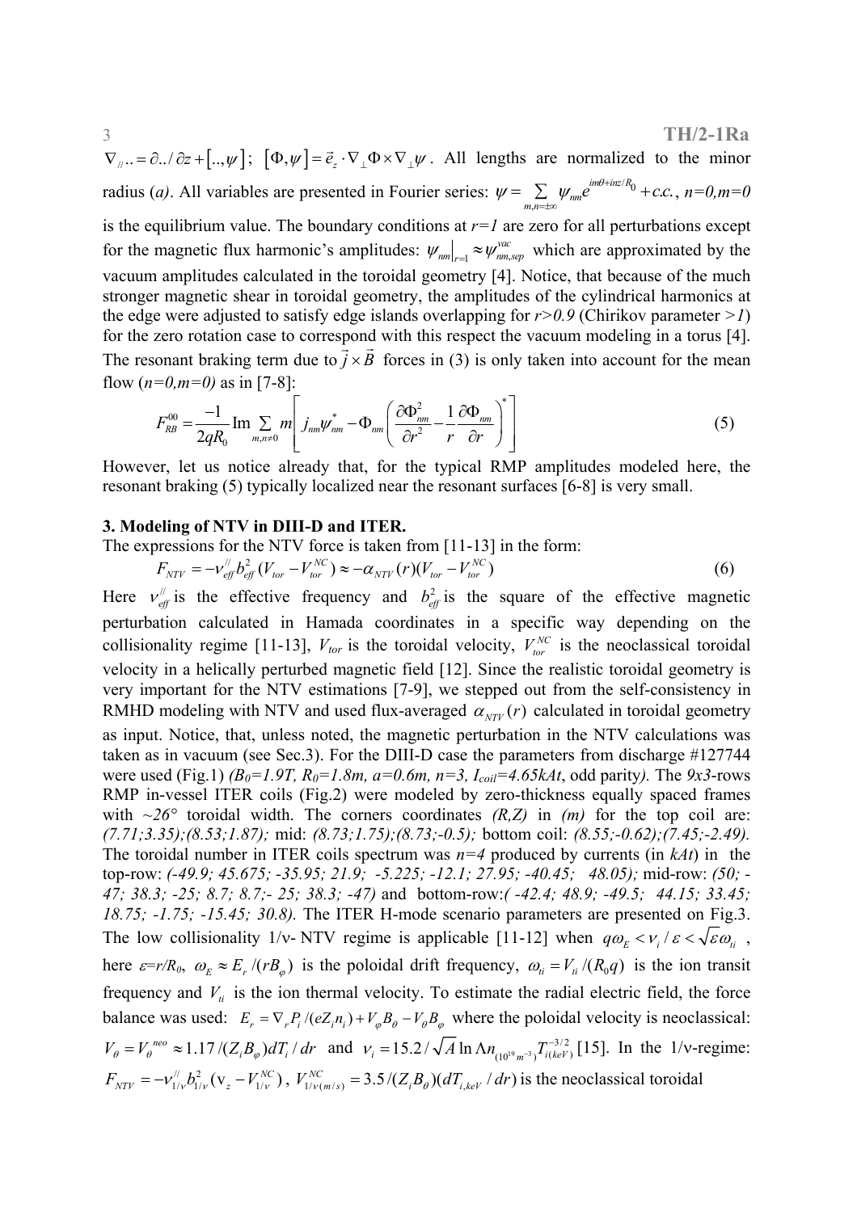$\nabla_{//}.. = \partial../\partial z + [..,\psi]$; $[\Phi,\psi] = \vec{e}_z \cdot \nabla_\perp \Phi \times \nabla_\perp \psi$. All lengths are normalized to the minor radius (*a*). All variables are presented in Fourier series: $\psi = \sum_{m,n=\pm\infty} \psi_{nm} e^{im\theta + inz/R_0} + c.c.$, *n=0,m=0* is the equilibrium value. The boundary conditions at *r=1* are zero for all perturbations except for the magnetic flux harmonic's amplitudes: $\psi_{nm}\big|_{r=1} \approx \psi^{vac}_{nm,sep}$ which are approximated by the vacuum amplitudes calculated in the toroidal geometry [4]. Notice, that because of the much stronger magnetic shear in toroidal geometry, the amplitudes of the cylindrical harmonics at the edge were adjusted to satisfy edge islands overlapping for *r>0.9* (Chirikov parameter *>1*) for the zero rotation case to correspond with this respect the vacuum modeling in a torus [4]. The resonant braking term due to $\vec{j} \times \vec{B}$ forces in (3) is only taken into account for the mean flow (*n=0,m=0*) as in [7-8]:

$$F^{00}_{RB} = \frac{-1}{2qR_0} \operatorname{Im} \sum_{m,n\neq 0} m \left[ j_{nm}\psi^*_{nm} - \Phi_{nm} \left( \frac{\partial \Phi^2_{nm}}{\partial r^2} - \frac{1}{r}\frac{\partial \Phi_{nm}}{\partial r} \right)^* \right] \tag{5}$$

However, let us notice already that, for the typical RMP amplitudes modeled here, the resonant braking (5) typically localized near the resonant surfaces [6-8] is very small.

## 3. Modeling of NTV in DIII-D and ITER.

The expressions for the NTV force is taken from [11-13] in the form:

$$F_{NTV} = -\nu^{//}_{eff} b^2_{eff} (V_{tor} - V^{NC}_{tor}) \approx -\alpha_{NTV}(r)(V_{tor} - V^{NC}_{tor}) \tag{6}$$

Here $\nu^{//}_{eff}$ is the effective frequency and $b^2_{eff}$ is the square of the effective magnetic perturbation calculated in Hamada coordinates in a specific way depending on the collisionality regime [11-13], $V_{tor}$ is the toroidal velocity, $V^{NC}_{tor}$ is the neoclassical toroidal velocity in a helically perturbed magnetic field [12]. Since the realistic toroidal geometry is very important for the NTV estimations [7-9], we stepped out from the self-consistency in RMHD modeling with NTV and used flux-averaged $\alpha_{NTV}(r)$ calculated in toroidal geometry as input. Notice, that, unless noted, the magnetic perturbation in the NTV calculations was taken as in vacuum (see Sec.3). For the DIII-D case the parameters from discharge #127744 were used (Fig.1) *($B_0$=1.9T, $R_0$=1.8m, a=0.6m, n=3, $I_{coil}$=4.65kAt*, odd parity*)*. The *9x3*-rows RMP in-vessel ITER coils (Fig.2) were modeled by zero-thickness equally spaced frames with *~26°* toroidal width. The corners coordinates *(R,Z)* in *(m)* for the top coil are: *(7.71;3.35);(8.53;1.87);* mid: *(8.73;1.75);(8.73;-0.5);* bottom coil: *(8.55;-0.62);(7.45;-2.49).* The toroidal number in ITER coils spectrum was *n=4* produced by currents (in *kAt*) in the top-row: *(-49.9; 45.675; -35.95; 21.9; -5.225; -12.1; 27.95; -40.45; 48.05);* mid-row: *(50; -47; 38.3; -25; 8.7; 8.7;- 25; 38.3; -47)* and bottom-row:*( -42.4; 48.9; -49.5; 44.15; 33.45; 18.75; -1.75; -15.45; 30.8).* The ITER H-mode scenario parameters are presented on Fig.3. The low collisionality 1/ν- NTV regime is applicable [11-12] when $q\omega_E < \nu_i/\varepsilon < \sqrt{\varepsilon}\omega_{ti}$, here $\varepsilon$*=r/R*$_0$, $\omega_E \approx E_r/(rB_\varphi)$ is the poloidal drift frequency, $\omega_{ti} = V_{ti}/(R_0 q)$ is the ion transit frequency and $V_{ti}$ is the ion thermal velocity. To estimate the radial electric field, the force balance was used: $E_r = \nabla_r P_i/(eZ_i n_i) + V_\varphi B_\theta - V_\theta B_\varphi$ where the poloidal velocity is neoclassical: $V_\theta = V^{neo}_\theta \approx 1.17/(Z_i B_\varphi) dT_i/dr$ and $\nu_i = 15.2/\sqrt{A} \ln\Lambda n_{(10^{19}m^{-3})} T^{-3/2}_{i(keV)}$ [15]. In the 1/ν-regime: $F_{NTV} = -\nu^{//}_{1/\nu} b^2_{1/\nu} (\mathrm{v}_z - V^{NC}_{1/\nu})$, $V^{NC}_{1/\nu(m/s)} = 3.5/(Z_i B_\theta)(dT_{i,keV}/dr)$ is the neoclassical toroidal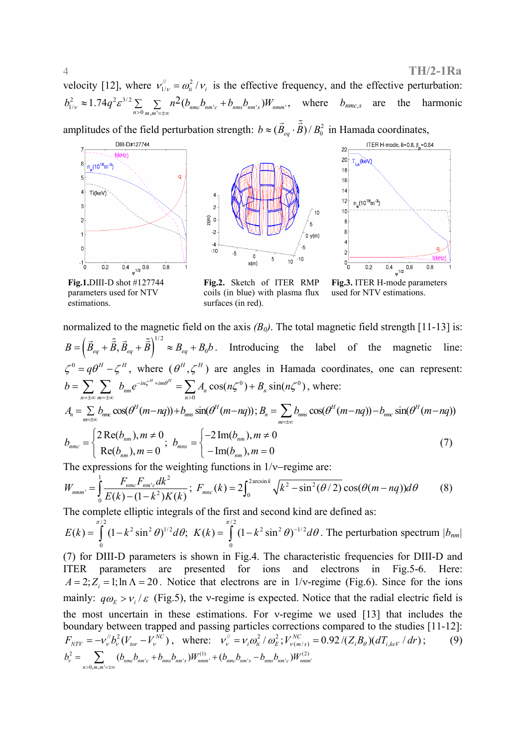velocity [12], where $\nu_{1/\nu}^{//} = \omega_{ti}^2 / \nu_i$ is the effective frequency, and the effective perturbation: $b_{1/\nu}^2 \approx 1.74 q^2 \varepsilon^{3/2} \sum_{n>0} \sum_{m,m'=\pm\infty} n^2 (b_{nmc} b_{nm'c} + b_{nms} b_{nm's}) W_{nmm'}$, where $b_{nmc,s}$ are the harmonic amplitudes of the field perturbation strength: $b \approx (\vec{B}_{eq} \cdot \tilde{\vec{B}}) / B_0^2$ in Hamada coordinates,

Fig.1. DIII-D shot #127744 parameters used for NTV estimations.

Fig.2. Sketch of ITER RMP coils (in blue) with plasma flux surfaces (in red).

Fig.3. ITER H-mode parameters used for NTV estimations.

normalized to the magnetic field on the axis $(B_0)$. The total magnetic field strength [11-13] is: $B = \left( \vec{B}_{eq} + \tilde{\vec{B}}, \vec{B}_{eq} + \tilde{\vec{B}} \right)^{1/2} \approx B_{eq} + B_0 b$. Introducing the label of the magnetic line: $\zeta^0 = q\theta^H - \zeta^H$, where $(\theta^H, \zeta^H)$ are angles in Hamada coordinates, one can represent: $b = \sum_{n=\pm\infty} \sum_{m=\pm\infty} b_{nm} e^{-in\zeta^H + im\theta^H} = \sum_{n>0} A_n \cos(n\zeta^0) + B_n \sin(n\zeta^0)$, where:

$A_n = \sum_{m=\pm\infty} b_{nmc} \cos(\theta^H (m - nq)) + b_{nms} \sin(\theta^H (m - nq))$; $B_n = \sum_{m=\pm\infty} b_{nms} \cos(\theta^H (m - nq)) - b_{nmc} \sin(\theta^H (m - nq))$

$$b_{nmc} = \begin{cases} 2\,\mathrm{Re}(b_{nm}), m \neq 0 \\ \mathrm{Re}(b_{nm}), m = 0 \end{cases}; \quad b_{mns} = \begin{cases} -2\,\mathrm{Im}(b_{nm}), m \neq 0 \\ -\mathrm{Im}(b_{nm}), m = 0 \end{cases} \tag{7}$$

The expressions for the weighting functions in 1/ν–regime are:

$$W_{nmm'} = \int_0^1 \frac{F_{nmc} F_{nm'c} dk^2}{E(k) - (1 - k^2) K(k)}; \quad F_{mnc}(k) = 2 \int_0^{2\arcsin k} \sqrt{k^2 - \sin^2(\theta/2)} \cos(\theta(m - nq)) d\theta \tag{8}$$

The complete elliptic integrals of the first and second kind are defined as:

$E(k) = \int_0^{\pi/2} (1 - k^2 \sin^2 \theta)^{1/2} d\theta$; $K(k) = \int_0^{\pi/2} (1 - k^2 \sin^2 \theta)^{-1/2} d\theta$. The perturbation spectrum $|b_{nm}|$ (7) for DIII-D parameters is shown in Fig.4. The characteristic frequencies for DIII-D and ITER parameters are presented for ions and electrons in Fig.5-6. Here: $A = 2; Z_i = 1; \ln \Lambda = 20$. Notice that electrons are in 1/ν-regime (Fig.6). Since for the ions mainly: $q\omega_E > \nu_i / \varepsilon$ (Fig.5), the ν-regime is expected. Notice that the radial electric field is the most uncertain in these estimations. For ν-regime we used [13] that includes the boundary between trapped and passing particles corrections compared to the studies [11-12]:

$$F_{NTV} = -\nu_\nu^{//} b_\nu^2 (V_{tor} - V_\nu^{NC}), \text{ where: } \nu_\nu^{//} = \nu_i \omega_{ti}^2 / \omega_E^2; V_{\nu(m/s)}^{NC} = 0.92 / (Z_i B_\theta)(dT_{i,keV} / dr); \tag{9}$$

$b_\nu^2 = \sum_{n>0,m,m'=\pm\infty} (b_{nmc} b_{nm'c} + b_{nms} b_{nm's}) W_{nmm'}^{(1)} + (b_{nmc} b_{nm's} - b_{nms} b_{nm'c}) W_{nmm'}^{(2)}$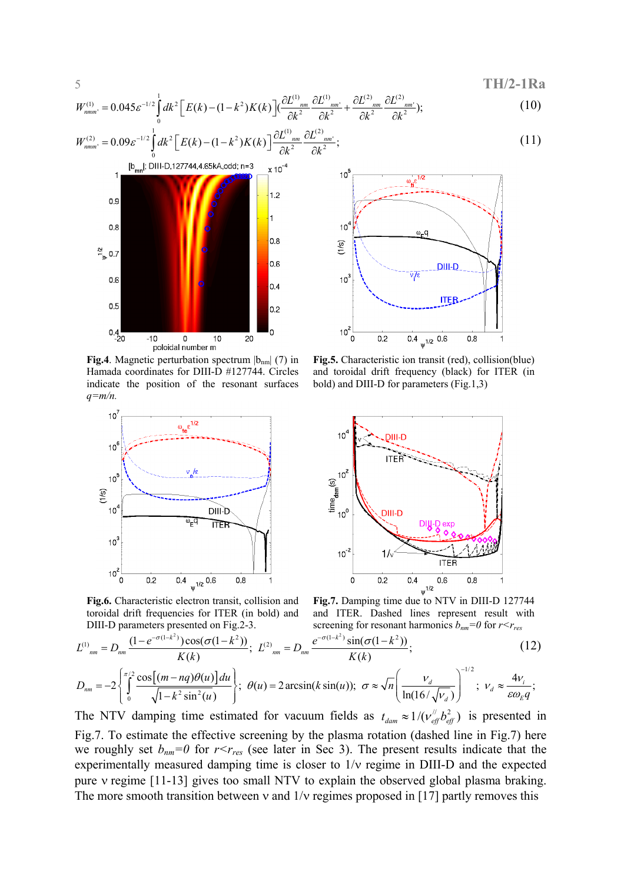$$W^{(1)}_{nmm'} = 0.045\varepsilon^{-1/2}\int_0^1 dk^2\left[E(k)-(1-k^2)K(k)\right]\left(\frac{\partial L^{(1)}_{nm}}{\partial k^2}\frac{\partial L^{(1)}_{nm'}}{\partial k^2}+\frac{\partial L^{(2)}_{nm}}{\partial k^2}\frac{\partial L^{(2)}_{nm'}}{\partial k^2}\right); \quad (10)$$

$$W^{(2)}_{nmm'} = 0.09\varepsilon^{-1/2}\int_0^1 dk^2\left[E(k)-(1-k^2)K(k)\right]\frac{\partial L^{(1)}_{nm}}{\partial k^2}\frac{\partial L^{(2)}_{nm'}}{\partial k^2}; \quad (11)$$

**Fig.4**. Magnetic perturbation spectrum $|b_{nm}|$ (7) in Hamada coordinates for DIII-D #127744. Circles indicate the position of the resonant surfaces $q=m/n$.

**Fig.5.** Characteristic ion transit (red), collision(blue) and toroidal drift frequency (black) for ITER (in bold) and DIII-D for parameters (Fig.1,3)

**Fig.6.** Characteristic electron transit, collision and toroidal drift frequencies for ITER (in bold) and DIII-D parameters presented on Fig.2-3.

**Fig.7.** Damping time due to NTV in DIII-D 127744 and ITER. Dashed lines represent result with screening for resonant harmonics $b_{nm}=0$ for $r<r_{res}$

$$L^{(1)}_{nm} = D_{nm}\frac{(1-e^{-\sigma(1-k^2)})\cos(\sigma(1-k^2))}{K(k)}; \quad L^{(2)}_{nm} = D_{nm}\frac{e^{-\sigma(1-k^2)}\sin(\sigma(1-k^2))}{K(k)}; \quad (12)$$

$$D_{nm} = -2\left\{\int_0^{\pi/2}\frac{\cos\left[(m-nq)\theta(u)\right]du}{\sqrt{1-k^2\sin^2(u)}}\right\}; \quad \theta(u) = 2\arcsin(k\sin(u)); \quad \sigma \approx \sqrt{n}\left(\frac{\nu_d}{\ln(16/\sqrt{\nu_d})}\right)^{-1/2}; \quad \nu_d \approx \frac{4\nu_i}{\varepsilon\omega_E q};$$

The NTV damping time estimated for vacuum fields as $t_{dam} \approx 1/(\nu^{//}_{eff} b^2_{eff})$ is presented in Fig.7. To estimate the effective screening by the plasma rotation (dashed line in Fig.7) here we roughly set $b_{nm}=0$ for $r<r_{res}$ (see later in Sec 3). The present results indicate that the experimentally measured damping time is closer to $1/\nu$ regime in DIII-D and the expected pure $\nu$ regime [11-13] gives too small NTV to explain the observed global plasma braking. The more smooth transition between $\nu$ and $1/\nu$ regimes proposed in [17] partly removes this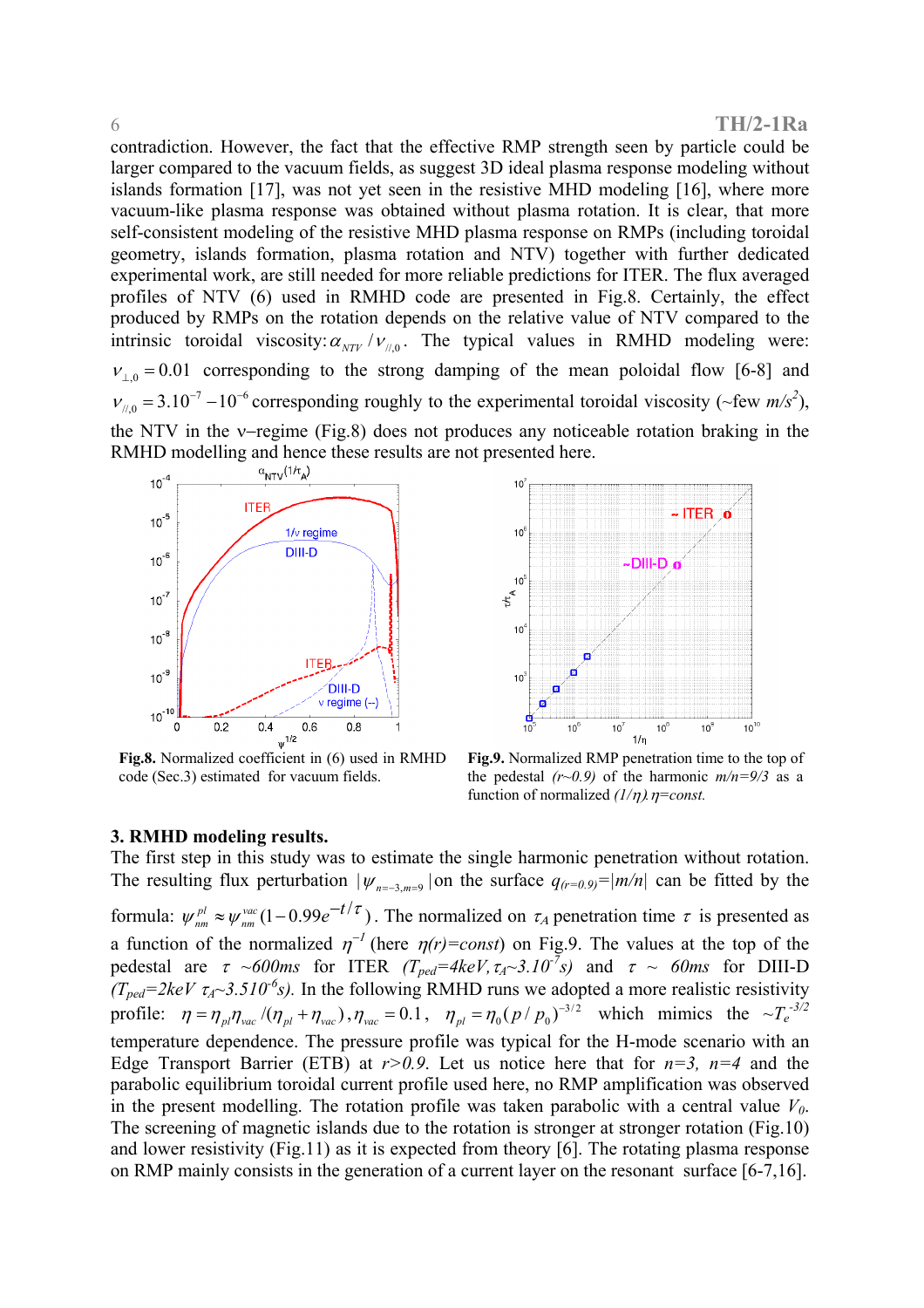contradiction. However, the fact that the effective RMP strength seen by particle could be larger compared to the vacuum fields, as suggest 3D ideal plasma response modeling without islands formation [17], was not yet seen in the resistive MHD modeling [16], where more vacuum-like plasma response was obtained without plasma rotation. It is clear, that more self-consistent modeling of the resistive MHD plasma response on RMPs (including toroidal geometry, islands formation, plasma rotation and NTV) together with further dedicated experimental work, are still needed for more reliable predictions for ITER. The flux averaged profiles of NTV (6) used in RMHD code are presented in Fig.8. Certainly, the effect produced by RMPs on the rotation depends on the relative value of NTV compared to the intrinsic toroidal viscosity: $\alpha_{NTV}/\nu_{//,0}$. The typical values in RMHD modeling were: $\nu_{\perp,0}=0.01$ corresponding to the strong damping of the mean poloidal flow [6-8] and $\nu_{//,0}=3.10^{-7}-10^{-6}$ corresponding roughly to the experimental toroidal viscosity (~few $m/s^2$), the NTV in the ν–regime (Fig.8) does not produces any noticeable rotation braking in the RMHD modelling and hence these results are not presented here.

**Fig.8.** Normalized coefficient in (6) used in RMHD code (Sec.3) estimated for vacuum fields.

**Fig.9.** Normalized RMP penetration time to the top of the pedestal *(r~0.9)* of the harmonic *m/n=9/3* as a function of normalized *(1/η)*, *η=const.*

## 3. RMHD modeling results.

The first step in this study was to estimate the single harmonic penetration without rotation. The resulting flux perturbation $|\psi_{n=-3,m=9}|$ on the surface $q_{(r=0.9)}=|m/n|$ can be fitted by the formula: $\psi_{nm}^{pl}\approx\psi_{nm}^{vac}(1-0.99e^{-t/\tau})$. The normalized on $\tau_A$ penetration time $\tau$ is presented as a function of the normalized $\eta^{-1}$ (here $\eta(r)=const$) on Fig.9. The values at the top of the pedestal are $\tau$ ~*600ms* for ITER ($T_{ped}=4keV, \tau_A\sim3.10^{-7}s$) and $\tau$ ~ *60ms* for DIII-D ($T_{ped}=2keV$ $\tau_A\sim3.510^{-6}s$). In the following RMHD runs we adopted a more realistic resistivity profile: $\eta=\eta_{pl}\eta_{vac}/(\eta_{pl}+\eta_{vac}), \eta_{vac}=0.1$, $\eta_{pl}=\eta_0(p/p_0)^{-3/2}$ which mimics the $\sim T_e^{-3/2}$ temperature dependence. The pressure profile was typical for the H-mode scenario with an Edge Transport Barrier (ETB) at $r>0.9$. Let us notice here that for $n=3$, $n=4$ and the parabolic equilibrium toroidal current profile used here, no RMP amplification was observed in the present modelling. The rotation profile was taken parabolic with a central value $V_0$. The screening of magnetic islands due to the rotation is stronger at stronger rotation (Fig.10) and lower resistivity (Fig.11) as it is expected from theory [6]. The rotating plasma response on RMP mainly consists in the generation of a current layer on the resonant surface [6-7,16].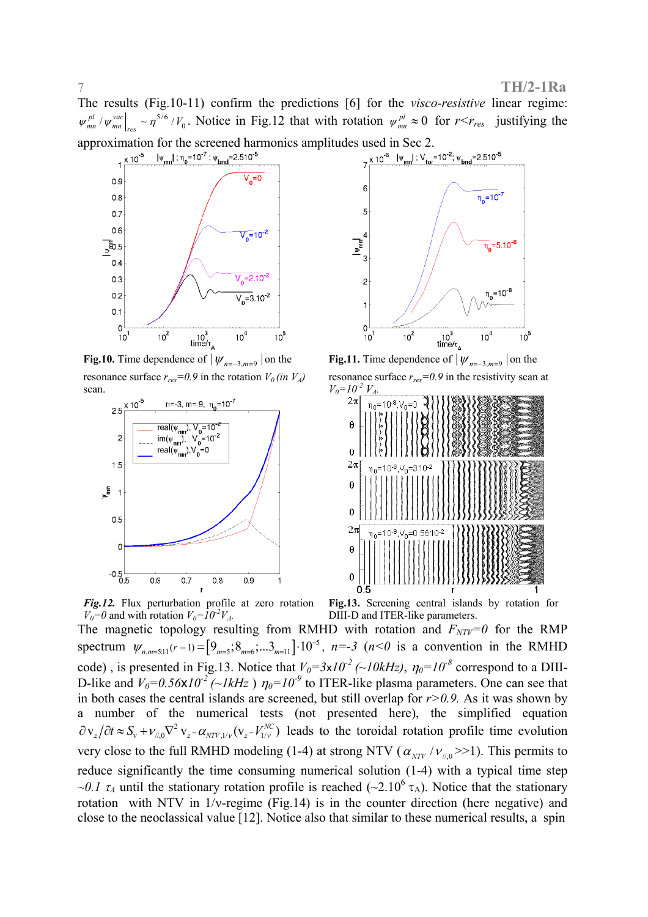The results (Fig.10-11) confirm the predictions [6] for the *visco-resistive* linear regime: $\psi_{mn}^{pl}/\psi_{mn}^{vac}\big|_{res} \sim \eta^{5/6}/V_0$. Notice in Fig.12 that with rotation $\psi_{mn}^{pl} \approx 0$ for $r<r_{res}$ justifying the approximation for the screened harmonics amplitudes used in Sec 2.

**Fig.10.** Time dependence of $|\psi_{n=-3,m=9}|$ on the resonance surface $r_{res}=0.9$ in the rotation $V_0$ (in $V_A$) scan.

**Fig.11.** Time dependence of $|\psi_{n=-3,m=9}|$ on the resonance surface $r_{res}=0.9$ in the resistivity scan at $V_0=10^{-2}\ V_A$.

***Fig.12.*** Flux perturbation profile at zero rotation $V_0=0$ and with rotation $V_0=10^{-2}V_A$.

**Fig.13.** Screening central islands by rotation for DIII-D and ITER-like parameters.

The magnetic topology resulting from RMHD with rotation and $F_{NTV}=0$ for the RMP spectrum $\psi_{n,m=5:11}(r=1)=\left[9_{m=5};8_{m=6};...3_{m=11}\right]\cdot 10^{-5}$, $n=-3$ ($n<0$ is a convention in the RMHD code) , is presented in Fig.13. Notice that $V_0=3x10^{-2}$ (~$10kHz$), $\eta_0=10^{-8}$ correspond to a DIII-D-like and $V_0=0.56x10^{-2}$ (~$1kHz$ ) $\eta_0=10^{-9}$ to ITER-like plasma parameters. One can see that in both cases the central islands are screened, but still overlap for $r>0.9$. As it was shown by a number of the numerical tests (not presented here), the simplified equation $\partial v_z/\partial t \approx S_v + \nu_{//,0}\nabla^2 v_z - \alpha_{NTV,1/\nu}(v_z - V_{1/\nu}^{NC})$ leads to the toroidal rotation profile time evolution very close to the full RMHD modeling (1-4) at strong NTV ($\alpha_{NTV}/\nu_{//,0}$>>1). This permits to reduce significantly the time consuming numerical solution (1-4) with a typical time step ~$0.1\ \tau_A$ until the stationary rotation profile is reached (~$2.10^6\ \tau_A$). Notice that the stationary rotation with NTV in 1/ν-regime (Fig.14) is in the counter direction (here negative) and close to the neoclassical value [12]. Notice also that similar to these numerical results, a spin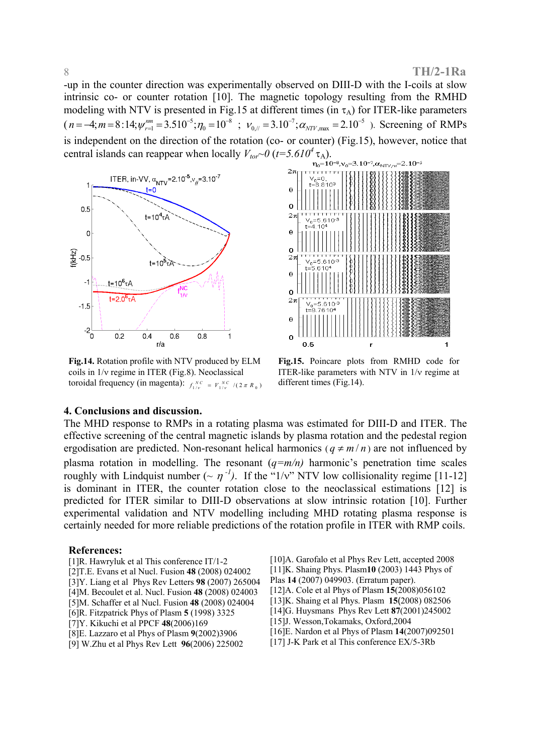-up in the counter direction was experimentally observed on DIII-D with the I-coils at slow intrinsic co- or counter rotation [10]. The magnetic topology resulting from the RMHD modeling with NTV is presented in Fig.15 at different times (in $\tau_A$) for ITER-like parameters ($n=-4; m=8:14; \psi^{nm}_{r=1}=3.5 10^{-5}; \eta_0=10^{-8}$ ; $\nu_{0,//}=3.10^{-7}; \alpha_{NTV,\max}=2.10^{-5}$ ). Screening of RMPs is independent on the direction of the rotation (co- or counter) (Fig.15), however, notice that central islands can reappear when locally $V_{tor}$~0 ($t=5.6 10^4\,\tau_A$).

ITER, in-VV, $\alpha_{NTV}=2.10^{-5}, \nu_{//}=3.10^{-7}$

t=0

t=$10^4\tau$A

t=$10^5\tau$A

t=$10^6\tau$A

t=$2.0^6\tau$A

$f^{NC}_{1/\nu}$

f(kHz)

r/a

**Fig.14.** Rotation profile with NTV produced by ELM coils in 1/ν regime in ITER (Fig.8). Neoclassical toroidal frequency (in magenta): $f^{NC}_{1/\nu} = V^{NC}_{1/\nu}/(2\pi R_0)$

$\eta_0=10^{-8}, \nu_0=3.10^{-7}, \alpha_{NTV,m}=2.10^{-5}$

$V_0=0$, t=8.8 $10^3$

$V_0=5.6 10^{-3}$, t=4. $10^4$

$V_0=5.6 10^{-3}$, t=5.6 $10^4$

$V_0=5.6 10^{-3}$, t=8.76 $10^4$

θ

r

**Fig.15.** Poincare plots from RMHD code for ITER-like parameters with NTV in 1/ν regime at different times (Fig.14).

## 4. Conclusions and discussion.

The MHD response to RMPs in a rotating plasma was estimated for DIII-D and ITER. The effective screening of the central magnetic islands by plasma rotation and the pedestal region ergodisation are predicted. Non-resonant helical harmonics ($q \neq m/n$) are not influenced by plasma rotation in modelling. The resonant ($q=m/n$) harmonic's penetration time scales roughly with Lindquist number (~ $\eta^{-1}$). If the "1/ν" NTV low collisionality regime [11-12] is dominant in ITER, the counter rotation close to the neoclassical estimations [12] is predicted for ITER similar to DIII-D observations at slow intrinsic rotation [10]. Further experimental validation and NTV modelling including MHD rotating plasma response is certainly needed for more reliable predictions of the rotation profile in ITER with RMP coils.

**References:**

[1]R. Hawryluk et al This conference IT/1-2
[2]T.E. Evans et al Nucl. Fusion **48** (2008) 024002
[3]Y. Liang et al Phys Rev Letters **98** (2007) 265004
[4]M. Becoulet et al. Nucl. Fusion **48** (2008) 024003
[5]M. Schaffer et al Nucl. Fusion **48** (2008) 024004
[6]R. Fitzpatrick Phys of Plasm **5** (1998) 3325
[7]Y. Kikuchi et al PPCF **48**(2006)169
[8]E. Lazzaro et al Phys of Plasm **9**(2002)3906
[9] W.Zhu et al Phys Rev Lett **96**(2006) 225002
[10]A. Garofalo et al Phys Rev Lett, accepted 2008
[11]K. Shaing Phys. Plasm**10** (2003) 1443 Phys of Plas **14** (2007) 049903. (Erratum paper).
[12]A. Cole et al Phys of Plasm **15**(2008)056102
[13]K. Shaing et al Phys. Plasm **15**(2008) 082506
[14]G. Huysmans Phys Rev Lett **87**(2001)245002
[15]J. Wesson,Tokamaks, Oxford,2004
[16]E. Nardon et al Phys of Plasm **14**(2007)092501
[17] J-K Park et al This conference EX/5-3Rb